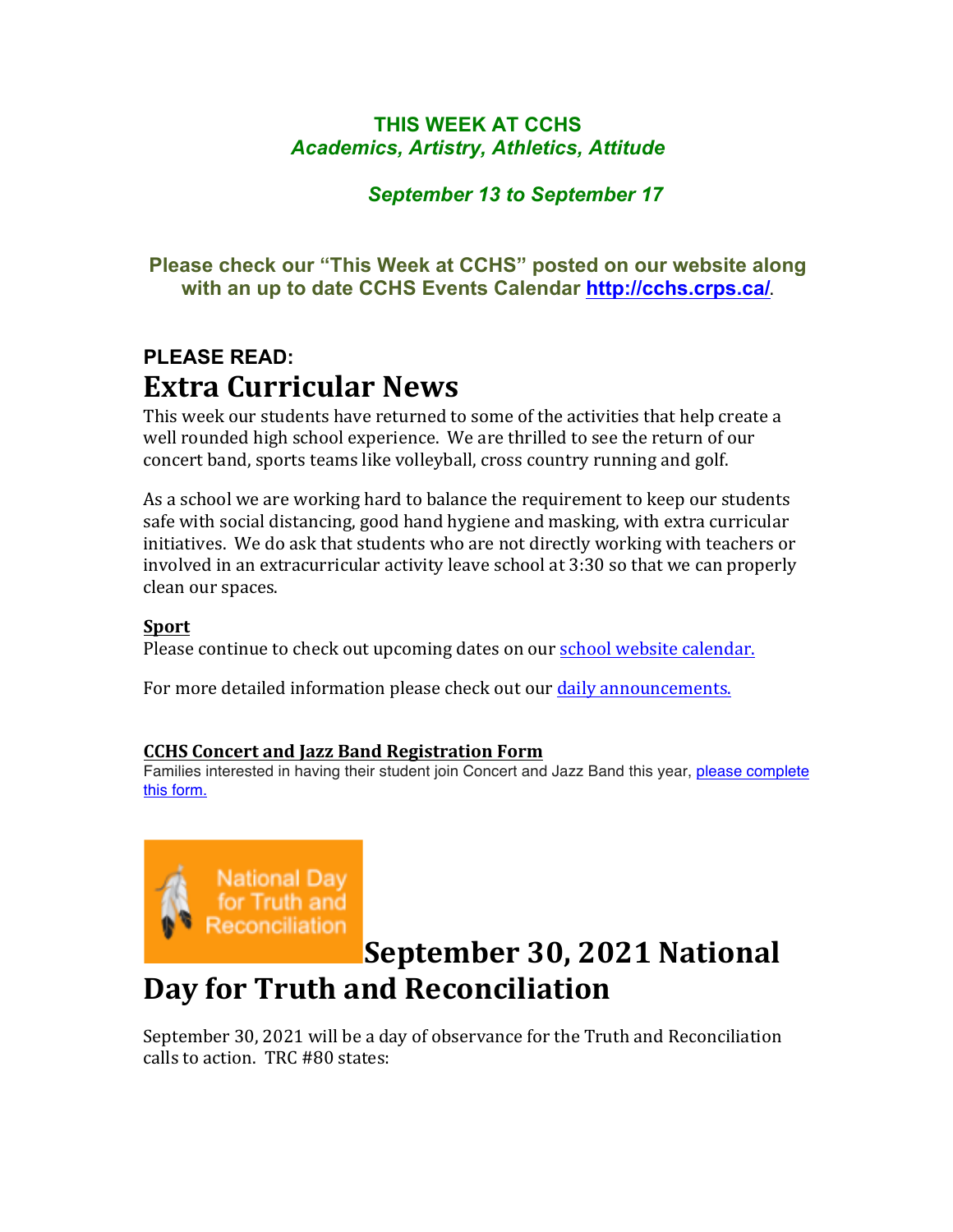**THIS WEEK AT CCHS**
***Academics, Artistry, Athletics, Attitude***

***September 13 to September 17***

**Please check our "This Week at CCHS" posted on our website along with an up to date CCHS Events Calendar [http://cchs.crps.ca/](http://cchs.crps.ca/).**

**PLEASE READ:**

# Extra Curricular News

This week our students have returned to some of the activities that help create a well rounded high school experience. We are thrilled to see the return of our concert band, sports teams like volleyball, cross country running and golf.

As a school we are working hard to balance the requirement to keep our students safe with social distancing, good hand hygiene and masking, with extra curricular initiatives. We do ask that students who are not directly working with teachers or involved in an extracurricular activity leave school at 3:30 so that we can properly clean our spaces.

**Sport**

Please continue to check out upcoming dates on our school website calendar.

For more detailed information please check out our daily announcements.

**CCHS Concert and Jazz Band Registration Form**

Families interested in having their student join Concert and Jazz Band this year, please complete this form.

National Day for Truth and Reconciliation

# September 30, 2021 National Day for Truth and Reconciliation

September 30, 2021 will be a day of observance for the Truth and Reconciliation calls to action. TRC #80 states: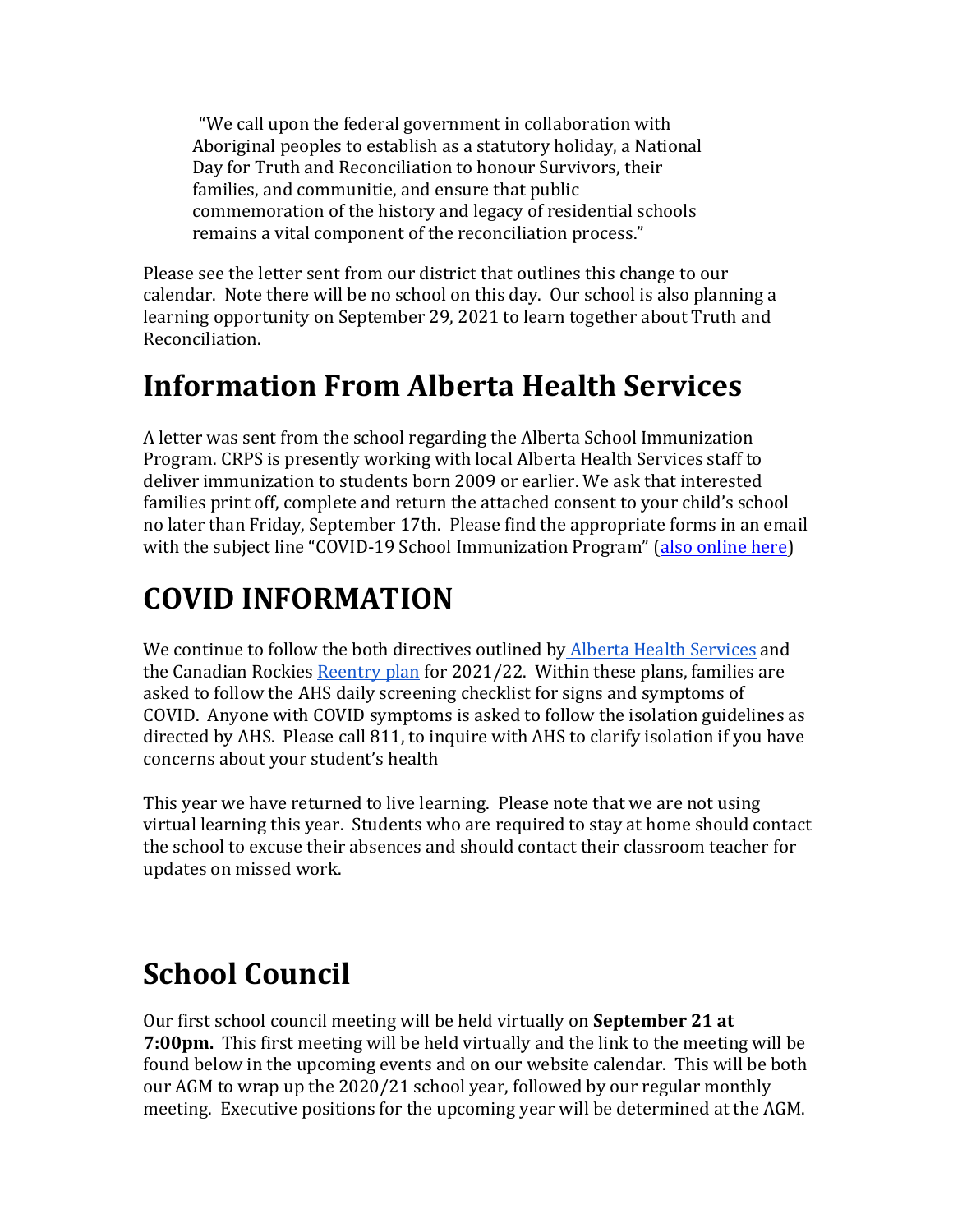> "We call upon the federal government in collaboration with Aboriginal peoples to establish as a statutory holiday, a National Day for Truth and Reconciliation to honour Survivors, their families, and communitie, and ensure that public commemoration of the history and legacy of residential schools remains a vital component of the reconciliation process."

Please see the letter sent from our district that outlines this change to our calendar. Note there will be no school on this day. Our school is also planning a learning opportunity on September 29, 2021 to learn together about Truth and Reconciliation.

# Information From Alberta Health Services

A letter was sent from the school regarding the Alberta School Immunization Program. CRPS is presently working with local Alberta Health Services staff to deliver immunization to students born 2009 or earlier. We ask that interested families print off, complete and return the attached consent to your child's school no later than Friday, September 17th. Please find the appropriate forms in an email with the subject line "COVID-19 School Immunization Program" (also online here)

# COVID INFORMATION

We continue to follow the both directives outlined by Alberta Health Services and the Canadian Rockies Reentry plan for 2021/22. Within these plans, families are asked to follow the AHS daily screening checklist for signs and symptoms of COVID. Anyone with COVID symptoms is asked to follow the isolation guidelines as directed by AHS. Please call 811, to inquire with AHS to clarify isolation if you have concerns about your student's health

This year we have returned to live learning. Please note that we are not using virtual learning this year. Students who are required to stay at home should contact the school to excuse their absences and should contact their classroom teacher for updates on missed work.

# School Council

Our first school council meeting will be held virtually on **September 21 at 7:00pm.** This first meeting will be held virtually and the link to the meeting will be found below in the upcoming events and on our website calendar. This will be both our AGM to wrap up the 2020/21 school year, followed by our regular monthly meeting. Executive positions for the upcoming year will be determined at the AGM.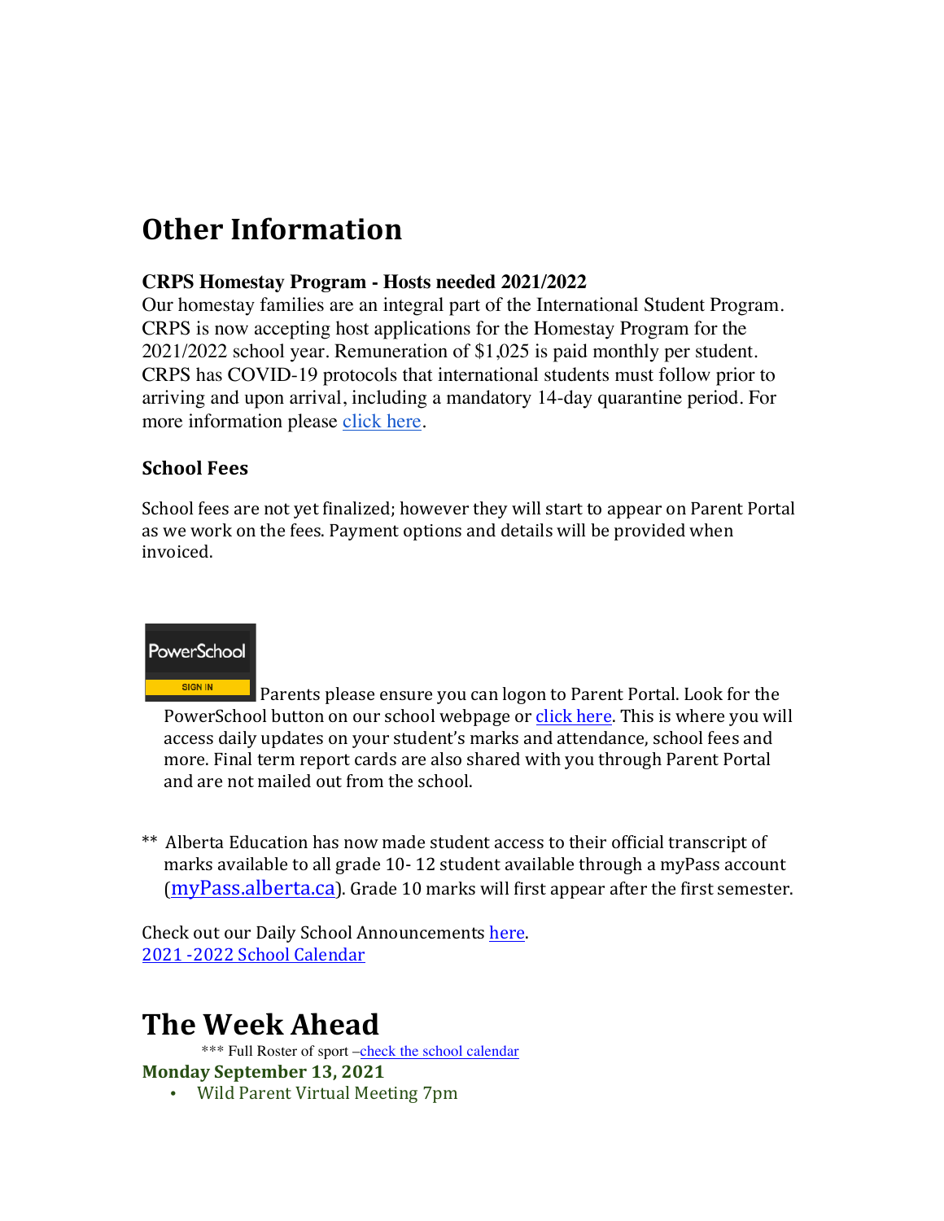# Other Information

### CRPS Homestay Program - Hosts needed 2021/2022

Our homestay families are an integral part of the International Student Program. CRPS is now accepting host applications for the Homestay Program for the 2021/2022 school year. Remuneration of $1,025 is paid monthly per student. CRPS has COVID-19 protocols that international students must follow prior to arriving and upon arrival, including a mandatory 14-day quarantine period. For more information please click here.

### School Fees

School fees are not yet finalized; however they will start to appear on Parent Portal as we work on the fees. Payment options and details will be provided when invoiced.

PowerSchool SIGN IN Parents please ensure you can logon to Parent Portal. Look for the PowerSchool button on our school webpage or click here. This is where you will access daily updates on your student's marks and attendance, school fees and more. Final term report cards are also shared with you through Parent Portal and are not mailed out from the school.

** Alberta Education has now made student access to their official transcript of marks available to all grade 10- 12 student available through a myPass account (myPass.alberta.ca). Grade 10 marks will first appear after the first semester.

Check out our Daily School Announcements here.
2021 -2022 School Calendar

# The Week Ahead

*** Full Roster of sport –check the school calendar

**Monday September 13, 2021**

- Wild Parent Virtual Meeting 7pm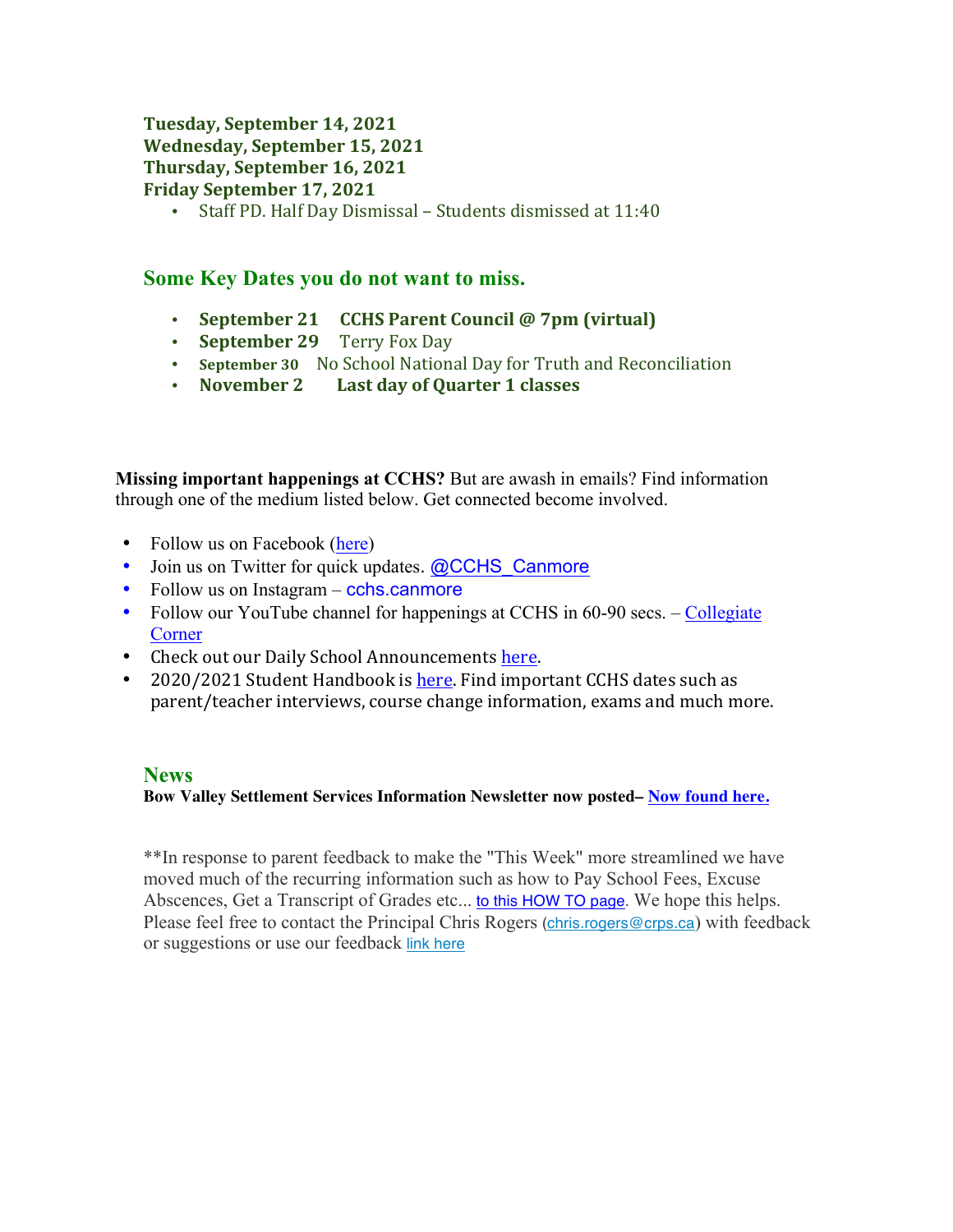**Tuesday, September 14, 2021**
**Wednesday, September 15, 2021**
**Thursday, September 16, 2021**
**Friday September 17, 2021**

- Staff PD. Half Day Dismissal – Students dismissed at 11:40

## Some Key Dates you do not want to miss.

- **September 21 CCHS Parent Council @ 7pm (virtual)**
- **September 29** Terry Fox Day
- **September 30** No School National Day for Truth and Reconciliation
- **November 2 Last day of Quarter 1 classes**

**Missing important happenings at CCHS?** But are awash in emails? Find information through one of the medium listed below. Get connected become involved.

- Follow us on Facebook (here)
- Join us on Twitter for quick updates. @CCHS_Canmore
- Follow us on Instagram – cchs.canmore
- Follow our YouTube channel for happenings at CCHS in 60-90 secs. – Collegiate Corner
- Check out our Daily School Announcements here.
- 2020/2021 Student Handbook is here. Find important CCHS dates such as parent/teacher interviews, course change information, exams and much more.

## News

**Bow Valley Settlement Services Information Newsletter now posted– Now found here.**

**In response to parent feedback to make the "This Week" more streamlined we have moved much of the recurring information such as how to Pay School Fees, Excuse Abscences, Get a Transcript of Grades etc... to this HOW TO page. We hope this helps. Please feel free to contact the Principal Chris Rogers (chris.rogers@crps.ca) with feedback or suggestions or use our feedback link here